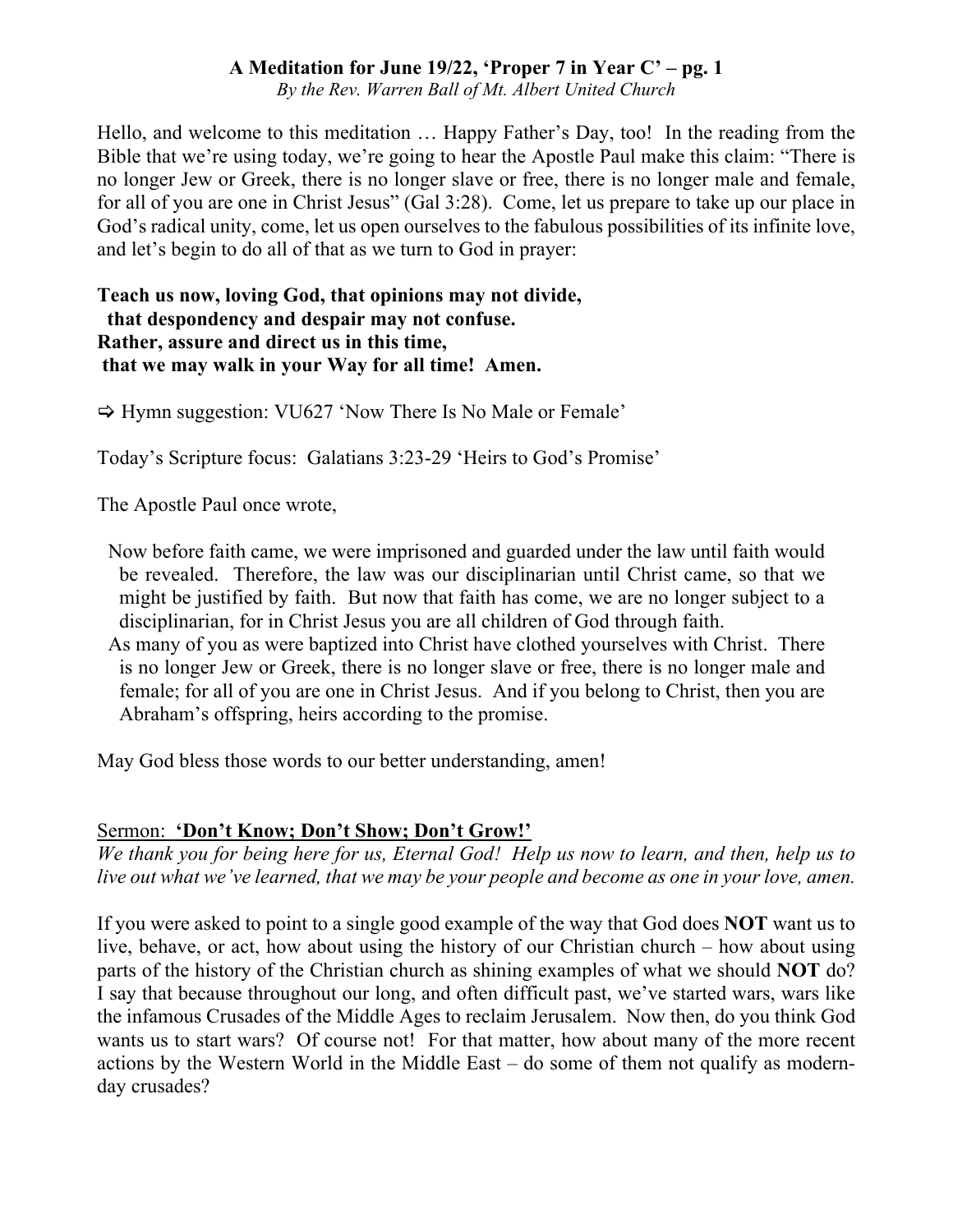# A Meditation for June 19/22, 'Proper 7 in Year C' – pg. 1

*By the Rev. Warren Ball of Mt. Albert United Church*

Hello, and welcome to this meditation … Happy Father's Day, too! In the reading from the Bible that we're using today, we're going to hear the Apostle Paul make this claim: "There is no longer Jew or Greek, there is no longer slave or free, there is no longer male and female, for all of you are one in Christ Jesus" (Gal 3:28). Come, let us prepare to take up our place in God's radical unity, come, let us open ourselves to the fabulous possibilities of its infinite love, and let's begin to do all of that as we turn to God in prayer:

**Teach us now, loving God, that opinions may not divide,**
**that despondency and despair may not confuse.**
**Rather, assure and direct us in this time,**
**that we may walk in your Way for all time! Amen.**

⇨ Hymn suggestion: VU627 'Now There Is No Male or Female'

Today's Scripture focus: Galatians 3:23-29 'Heirs to God's Promise'

The Apostle Paul once wrote,

> Now before faith came, we were imprisoned and guarded under the law until faith would be revealed. Therefore, the law was our disciplinarian until Christ came, so that we might be justified by faith. But now that faith has come, we are no longer subject to a disciplinarian, for in Christ Jesus you are all children of God through faith.
>
> As many of you as were baptized into Christ have clothed yourselves with Christ. There is no longer Jew or Greek, there is no longer slave or free, there is no longer male and female; for all of you are one in Christ Jesus. And if you belong to Christ, then you are Abraham's offspring, heirs according to the promise.

May God bless those words to our better understanding, amen!

## Sermon: **'Don't Know; Don't Show; Don't Grow!'**

*We thank you for being here for us, Eternal God! Help us now to learn, and then, help us to live out what we've learned, that we may be your people and become as one in your love, amen.*

If you were asked to point to a single good example of the way that God does **NOT** want us to live, behave, or act, how about using the history of our Christian church – how about using parts of the history of the Christian church as shining examples of what we should **NOT** do? I say that because throughout our long, and often difficult past, we've started wars, wars like the infamous Crusades of the Middle Ages to reclaim Jerusalem. Now then, do you think God wants us to start wars? Of course not! For that matter, how about many of the more recent actions by the Western World in the Middle East – do some of them not qualify as modern-day crusades?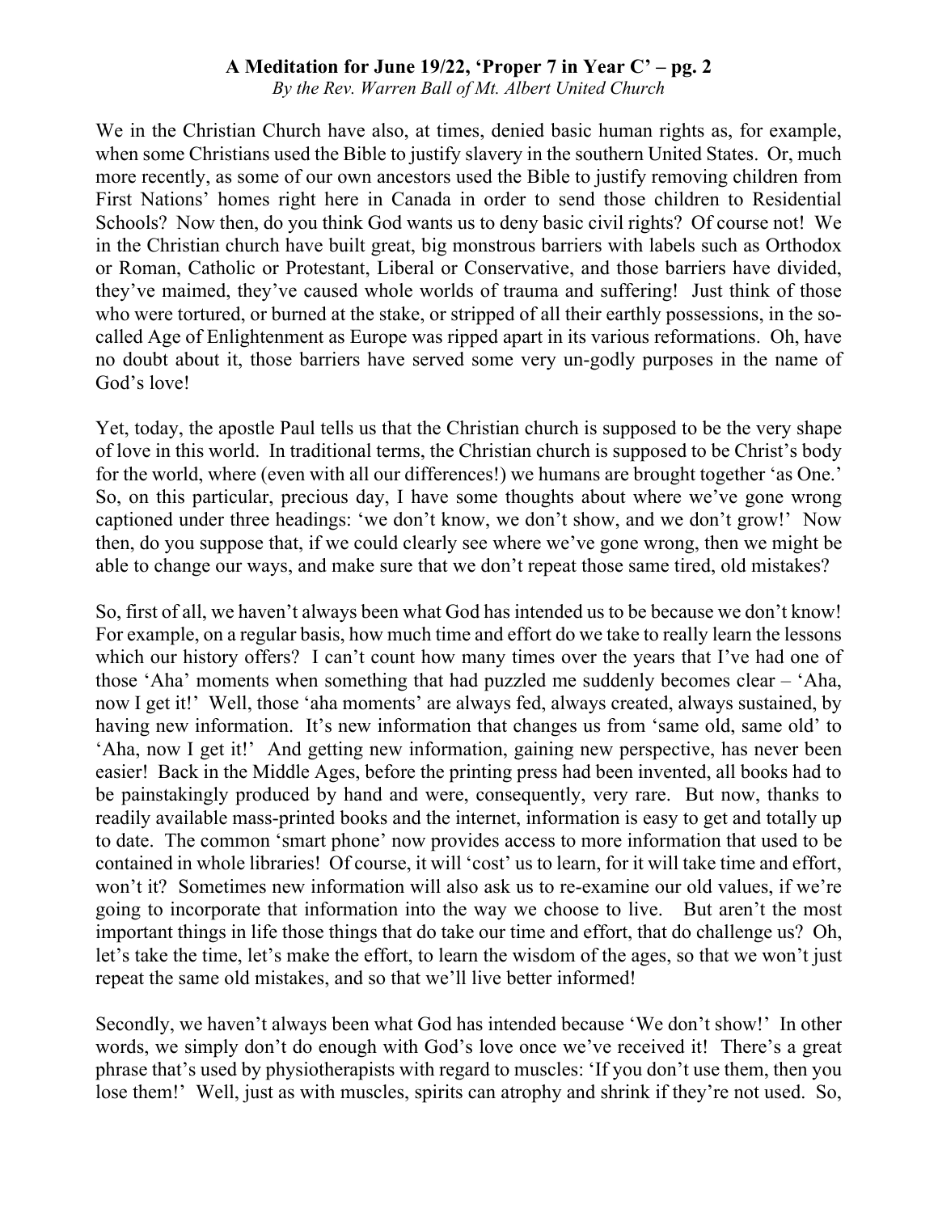We in the Christian Church have also, at times, denied basic human rights as, for example, when some Christians used the Bible to justify slavery in the southern United States. Or, much more recently, as some of our own ancestors used the Bible to justify removing children from First Nations' homes right here in Canada in order to send those children to Residential Schools? Now then, do you think God wants us to deny basic civil rights? Of course not! We in the Christian church have built great, big monstrous barriers with labels such as Orthodox or Roman, Catholic or Protestant, Liberal or Conservative, and those barriers have divided, they've maimed, they've caused whole worlds of trauma and suffering! Just think of those who were tortured, or burned at the stake, or stripped of all their earthly possessions, in the so-called Age of Enlightenment as Europe was ripped apart in its various reformations. Oh, have no doubt about it, those barriers have served some very un-godly purposes in the name of God's love!

Yet, today, the apostle Paul tells us that the Christian church is supposed to be the very shape of love in this world. In traditional terms, the Christian church is supposed to be Christ's body for the world, where (even with all our differences!) we humans are brought together 'as One.' So, on this particular, precious day, I have some thoughts about where we've gone wrong captioned under three headings: 'we don't know, we don't show, and we don't grow!' Now then, do you suppose that, if we could clearly see where we've gone wrong, then we might be able to change our ways, and make sure that we don't repeat those same tired, old mistakes?

So, first of all, we haven't always been what God has intended us to be because we don't know! For example, on a regular basis, how much time and effort do we take to really learn the lessons which our history offers? I can't count how many times over the years that I've had one of those 'Aha' moments when something that had puzzled me suddenly becomes clear – 'Aha, now I get it!' Well, those 'aha moments' are always fed, always created, always sustained, by having new information. It's new information that changes us from 'same old, same old' to 'Aha, now I get it!' And getting new information, gaining new perspective, has never been easier! Back in the Middle Ages, before the printing press had been invented, all books had to be painstakingly produced by hand and were, consequently, very rare. But now, thanks to readily available mass-printed books and the internet, information is easy to get and totally up to date. The common 'smart phone' now provides access to more information that used to be contained in whole libraries! Of course, it will 'cost' us to learn, for it will take time and effort, won't it? Sometimes new information will also ask us to re-examine our old values, if we're going to incorporate that information into the way we choose to live. But aren't the most important things in life those things that do take our time and effort, that do challenge us? Oh, let's take the time, let's make the effort, to learn the wisdom of the ages, so that we won't just repeat the same old mistakes, and so that we'll live better informed!

Secondly, we haven't always been what God has intended because 'We don't show!' In other words, we simply don't do enough with God's love once we've received it! There's a great phrase that's used by physiotherapists with regard to muscles: 'If you don't use them, then you lose them!' Well, just as with muscles, spirits can atrophy and shrink if they're not used. So,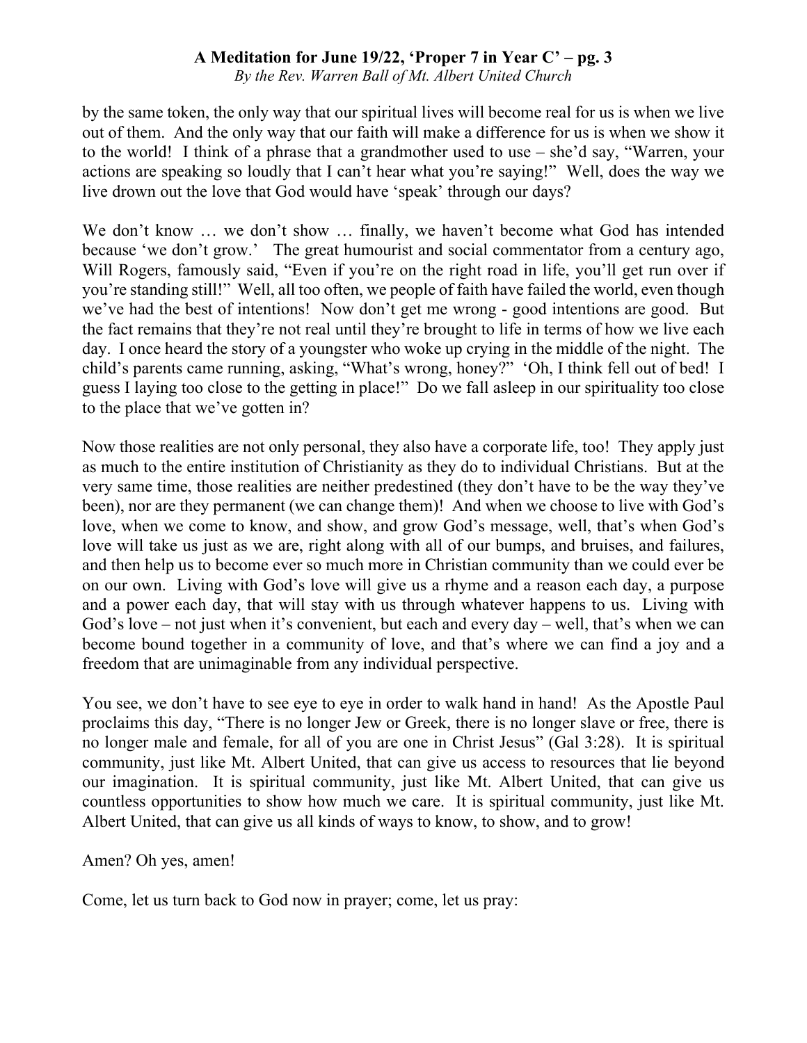by the same token, the only way that our spiritual lives will become real for us is when we live out of them. And the only way that our faith will make a difference for us is when we show it to the world! I think of a phrase that a grandmother used to use – she'd say, "Warren, your actions are speaking so loudly that I can't hear what you're saying!" Well, does the way we live drown out the love that God would have 'speak' through our days?

We don't know … we don't show … finally, we haven't become what God has intended because 'we don't grow.' The great humourist and social commentator from a century ago, Will Rogers, famously said, "Even if you're on the right road in life, you'll get run over if you're standing still!" Well, all too often, we people of faith have failed the world, even though we've had the best of intentions! Now don't get me wrong - good intentions are good. But the fact remains that they're not real until they're brought to life in terms of how we live each day. I once heard the story of a youngster who woke up crying in the middle of the night. The child's parents came running, asking, "What's wrong, honey?" 'Oh, I think fell out of bed! I guess I laying too close to the getting in place!" Do we fall asleep in our spirituality too close to the place that we've gotten in?

Now those realities are not only personal, they also have a corporate life, too! They apply just as much to the entire institution of Christianity as they do to individual Christians. But at the very same time, those realities are neither predestined (they don't have to be the way they've been), nor are they permanent (we can change them)! And when we choose to live with God's love, when we come to know, and show, and grow God's message, well, that's when God's love will take us just as we are, right along with all of our bumps, and bruises, and failures, and then help us to become ever so much more in Christian community than we could ever be on our own. Living with God's love will give us a rhyme and a reason each day, a purpose and a power each day, that will stay with us through whatever happens to us. Living with God's love – not just when it's convenient, but each and every day – well, that's when we can become bound together in a community of love, and that's where we can find a joy and a freedom that are unimaginable from any individual perspective.

You see, we don't have to see eye to eye in order to walk hand in hand! As the Apostle Paul proclaims this day, "There is no longer Jew or Greek, there is no longer slave or free, there is no longer male and female, for all of you are one in Christ Jesus" (Gal 3:28). It is spiritual community, just like Mt. Albert United, that can give us access to resources that lie beyond our imagination. It is spiritual community, just like Mt. Albert United, that can give us countless opportunities to show how much we care. It is spiritual community, just like Mt. Albert United, that can give us all kinds of ways to know, to show, and to grow!

Amen? Oh yes, amen!

Come, let us turn back to God now in prayer; come, let us pray: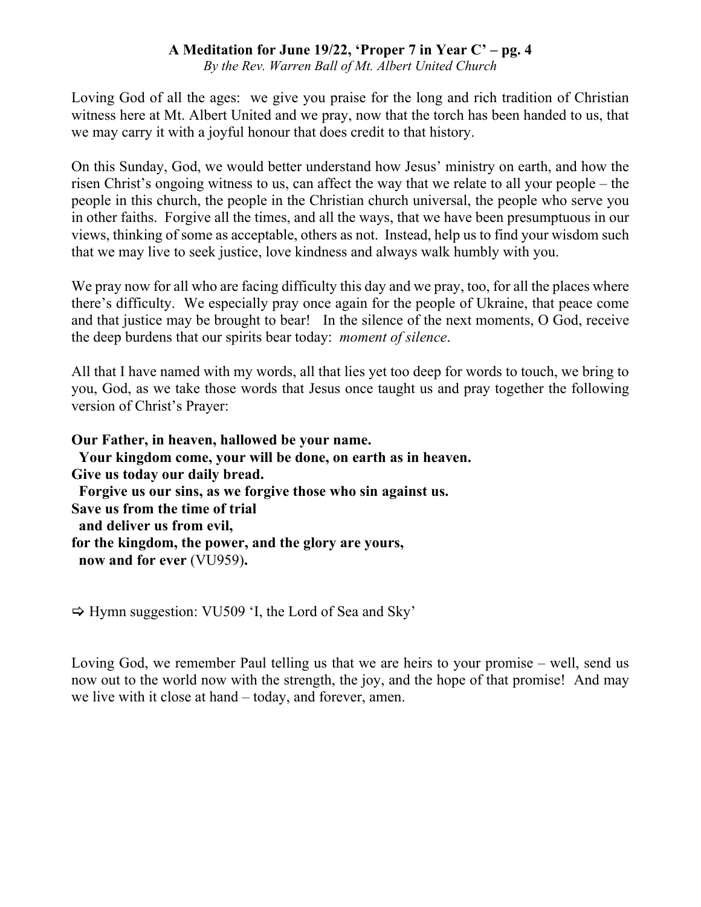Loving God of all the ages: we give you praise for the long and rich tradition of Christian witness here at Mt. Albert United and we pray, now that the torch has been handed to us, that we may carry it with a joyful honour that does credit to that history.

On this Sunday, God, we would better understand how Jesus' ministry on earth, and how the risen Christ's ongoing witness to us, can affect the way that we relate to all your people – the people in this church, the people in the Christian church universal, the people who serve you in other faiths. Forgive all the times, and all the ways, that we have been presumptuous in our views, thinking of some as acceptable, others as not. Instead, help us to find your wisdom such that we may live to seek justice, love kindness and always walk humbly with you.

We pray now for all who are facing difficulty this day and we pray, too, for all the places where there's difficulty. We especially pray once again for the people of Ukraine, that peace come and that justice may be brought to bear! In the silence of the next moments, O God, receive the deep burdens that our spirits bear today: *moment of silence*.

All that I have named with my words, all that lies yet too deep for words to touch, we bring to you, God, as we take those words that Jesus once taught us and pray together the following version of Christ's Prayer:

**Our Father, in heaven, hallowed be your name.**
**Your kingdom come, your will be done, on earth as in heaven.**
**Give us today our daily bread.**
**Forgive us our sins, as we forgive those who sin against us.**
**Save us from the time of trial**
**and deliver us from evil,**
**for the kingdom, the power, and the glory are yours,**
**now and for ever** (VU959)**.**

⇨ Hymn suggestion: VU509 'I, the Lord of Sea and Sky'

Loving God, we remember Paul telling us that we are heirs to your promise – well, send us now out to the world now with the strength, the joy, and the hope of that promise! And may we live with it close at hand – today, and forever, amen.